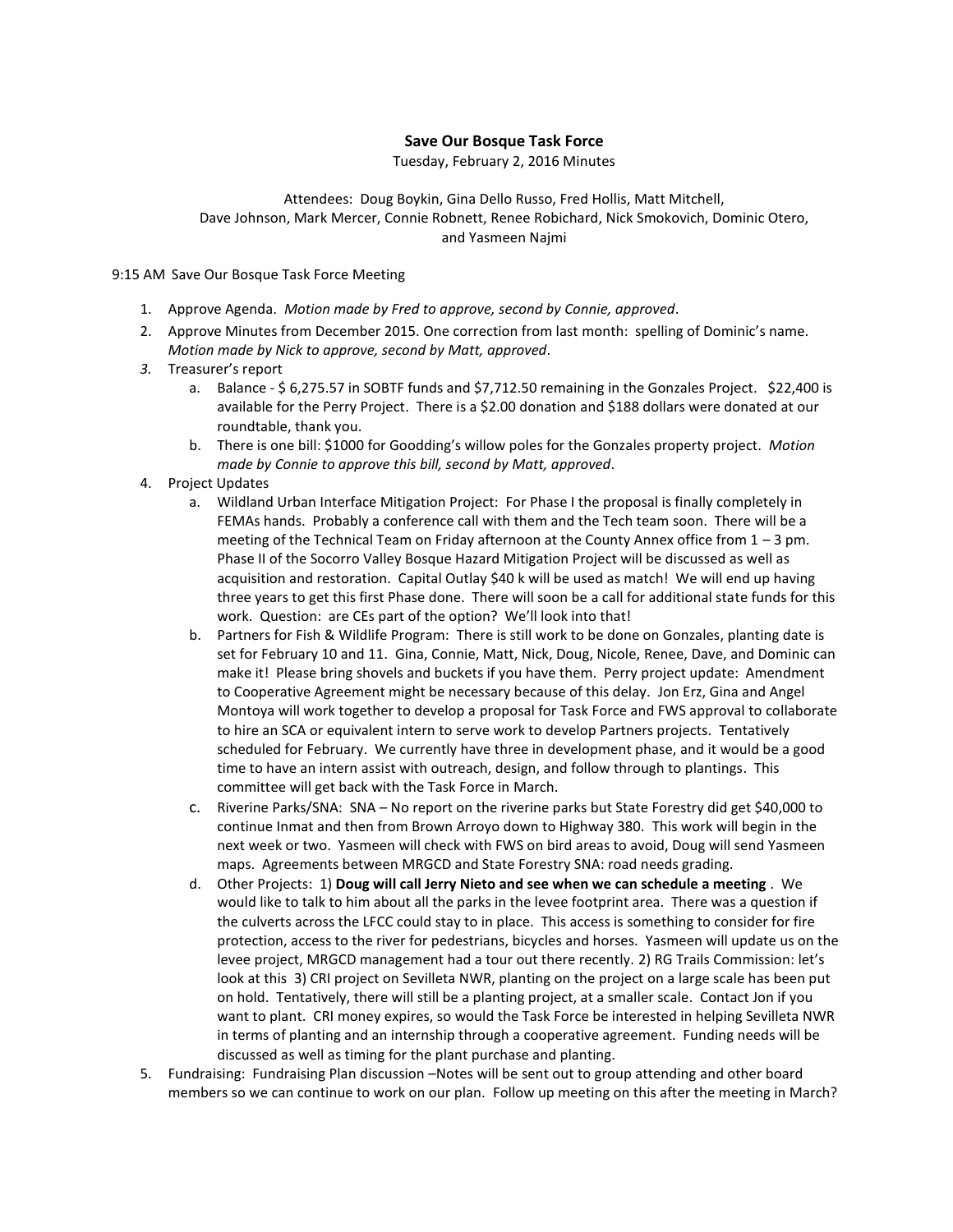**Save Our Bosque Task Force**

Tuesday, February 2, 2016 Minutes

Attendees: Doug Boykin, Gina Dello Russo, Fred Hollis, Matt Mitchell, Dave Johnson, Mark Mercer, Connie Robnett, Renee Robichard, Nick Smokovich, Dominic Otero, and Yasmeen Najmi

9:15 AM Save Our Bosque Task Force Meeting

1. Approve Agenda. *Motion made by Fred to approve, second by Connie, approved*.
2. Approve Minutes from December 2015. One correction from last month: spelling of Dominic's name. *Motion made by Nick to approve, second by Matt, approved*.
3. Treasurer's report
   a. Balance - $ 6,275.57 in SOBTF funds and $7,712.50 remaining in the Gonzales Project. $22,400 is available for the Perry Project. There is a $2.00 donation and $188 dollars were donated at our roundtable, thank you.
   b. There is one bill: $1000 for Goodding's willow poles for the Gonzales property project. *Motion made by Connie to approve this bill, second by Matt, approved*.
4. Project Updates
   a. Wildland Urban Interface Mitigation Project: For Phase I the proposal is finally completely in FEMAs hands. Probably a conference call with them and the Tech team soon. There will be a meeting of the Technical Team on Friday afternoon at the County Annex office from 1 – 3 pm. Phase II of the Socorro Valley Bosque Hazard Mitigation Project will be discussed as well as acquisition and restoration. Capital Outlay $40 k will be used as match! We will end up having three years to get this first Phase done. There will soon be a call for additional state funds for this work. Question: are CEs part of the option? We'll look into that!
   b. Partners for Fish & Wildlife Program: There is still work to be done on Gonzales, planting date is set for February 10 and 11. Gina, Connie, Matt, Nick, Doug, Nicole, Renee, Dave, and Dominic can make it! Please bring shovels and buckets if you have them. Perry project update: Amendment to Cooperative Agreement might be necessary because of this delay. Jon Erz, Gina and Angel Montoya will work together to develop a proposal for Task Force and FWS approval to collaborate to hire an SCA or equivalent intern to serve work to develop Partners projects. Tentatively scheduled for February. We currently have three in development phase, and it would be a good time to have an intern assist with outreach, design, and follow through to plantings. This committee will get back with the Task Force in March.
   c. Riverine Parks/SNA: SNA – No report on the riverine parks but State Forestry did get $40,000 to continue Inmat and then from Brown Arroyo down to Highway 380. This work will begin in the next week or two. Yasmeen will check with FWS on bird areas to avoid, Doug will send Yasmeen maps. Agreements between MRGCD and State Forestry SNA: road needs grading.
   d. Other Projects: 1) **Doug will call Jerry Nieto and see when we can schedule a meeting** . We would like to talk to him about all the parks in the levee footprint area. There was a question if the culverts across the LFCC could stay to in place. This access is something to consider for fire protection, access to the river for pedestrians, bicycles and horses. Yasmeen will update us on the levee project, MRGCD management had a tour out there recently. 2) RG Trails Commission: let's look at this 3) CRI project on Sevilleta NWR, planting on the project on a large scale has been put on hold. Tentatively, there will still be a planting project, at a smaller scale. Contact Jon if you want to plant. CRI money expires, so would the Task Force be interested in helping Sevilleta NWR in terms of planting and an internship through a cooperative agreement. Funding needs will be discussed as well as timing for the plant purchase and planting.
5. Fundraising: Fundraising Plan discussion –Notes will be sent out to group attending and other board members so we can continue to work on our plan. Follow up meeting on this after the meeting in March?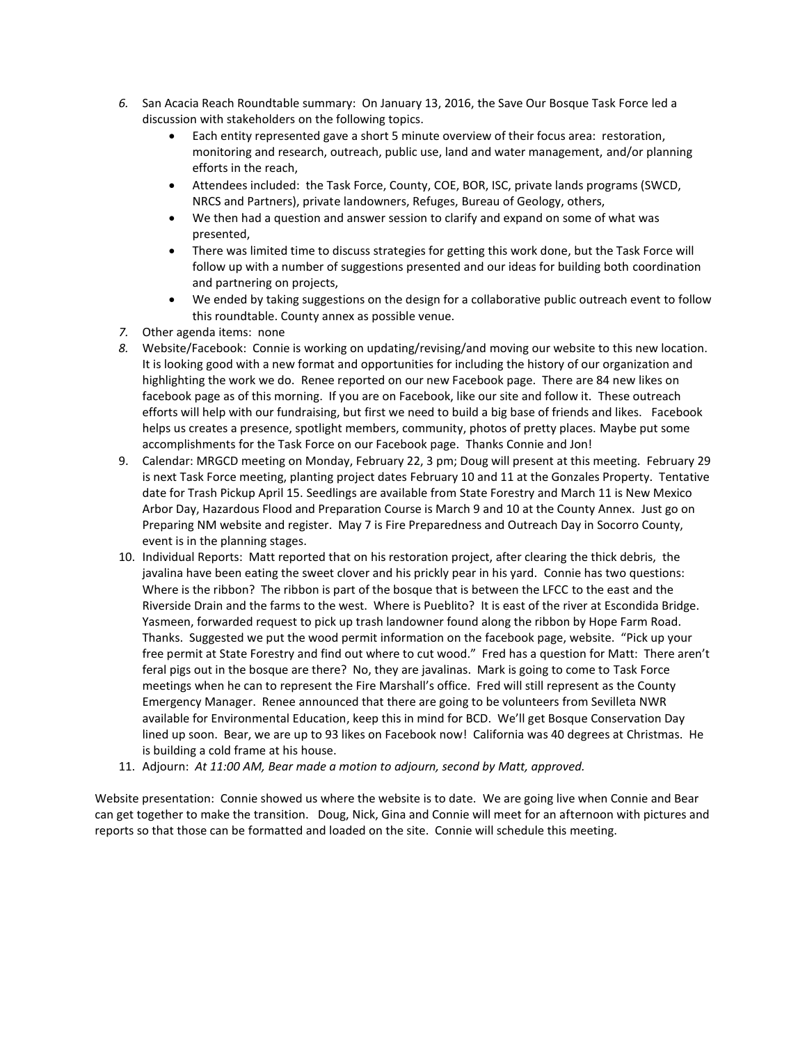6. San Acacia Reach Roundtable summary: On January 13, 2016, the Save Our Bosque Task Force led a discussion with stakeholders on the following topics.
   - Each entity represented gave a short 5 minute overview of their focus area: restoration, monitoring and research, outreach, public use, land and water management, and/or planning efforts in the reach,
   - Attendees included: the Task Force, County, COE, BOR, ISC, private lands programs (SWCD, NRCS and Partners), private landowners, Refuges, Bureau of Geology, others,
   - We then had a question and answer session to clarify and expand on some of what was presented,
   - There was limited time to discuss strategies for getting this work done, but the Task Force will follow up with a number of suggestions presented and our ideas for building both coordination and partnering on projects,
   - We ended by taking suggestions on the design for a collaborative public outreach event to follow this roundtable. County annex as possible venue.
7. Other agenda items: none
8. Website/Facebook: Connie is working on updating/revising/and moving our website to this new location. It is looking good with a new format and opportunities for including the history of our organization and highlighting the work we do. Renee reported on our new Facebook page. There are 84 new likes on facebook page as of this morning. If you are on Facebook, like our site and follow it. These outreach efforts will help with our fundraising, but first we need to build a big base of friends and likes. Facebook helps us creates a presence, spotlight members, community, photos of pretty places. Maybe put some accomplishments for the Task Force on our Facebook page. Thanks Connie and Jon!
9. Calendar: MRGCD meeting on Monday, February 22, 3 pm; Doug will present at this meeting. February 29 is next Task Force meeting, planting project dates February 10 and 11 at the Gonzales Property. Tentative date for Trash Pickup April 15. Seedlings are available from State Forestry and March 11 is New Mexico Arbor Day, Hazardous Flood and Preparation Course is March 9 and 10 at the County Annex. Just go on Preparing NM website and register. May 7 is Fire Preparedness and Outreach Day in Socorro County, event is in the planning stages.
10. Individual Reports: Matt reported that on his restoration project, after clearing the thick debris, the javalina have been eating the sweet clover and his prickly pear in his yard. Connie has two questions: Where is the ribbon? The ribbon is part of the bosque that is between the LFCC to the east and the Riverside Drain and the farms to the west. Where is Pueblito? It is east of the river at Escondida Bridge. Yasmeen, forwarded request to pick up trash landowner found along the ribbon by Hope Farm Road. Thanks. Suggested we put the wood permit information on the facebook page, website. "Pick up your free permit at State Forestry and find out where to cut wood." Fred has a question for Matt: There aren't feral pigs out in the bosque are there? No, they are javalinas. Mark is going to come to Task Force meetings when he can to represent the Fire Marshall's office. Fred will still represent as the County Emergency Manager. Renee announced that there are going to be volunteers from Sevilleta NWR available for Environmental Education, keep this in mind for BCD. We'll get Bosque Conservation Day lined up soon. Bear, we are up to 93 likes on Facebook now! California was 40 degrees at Christmas. He is building a cold frame at his house.
11. Adjourn: *At 11:00 AM, Bear made a motion to adjourn, second by Matt, approved.*

Website presentation: Connie showed us where the website is to date. We are going live when Connie and Bear can get together to make the transition. Doug, Nick, Gina and Connie will meet for an afternoon with pictures and reports so that those can be formatted and loaded on the site. Connie will schedule this meeting.